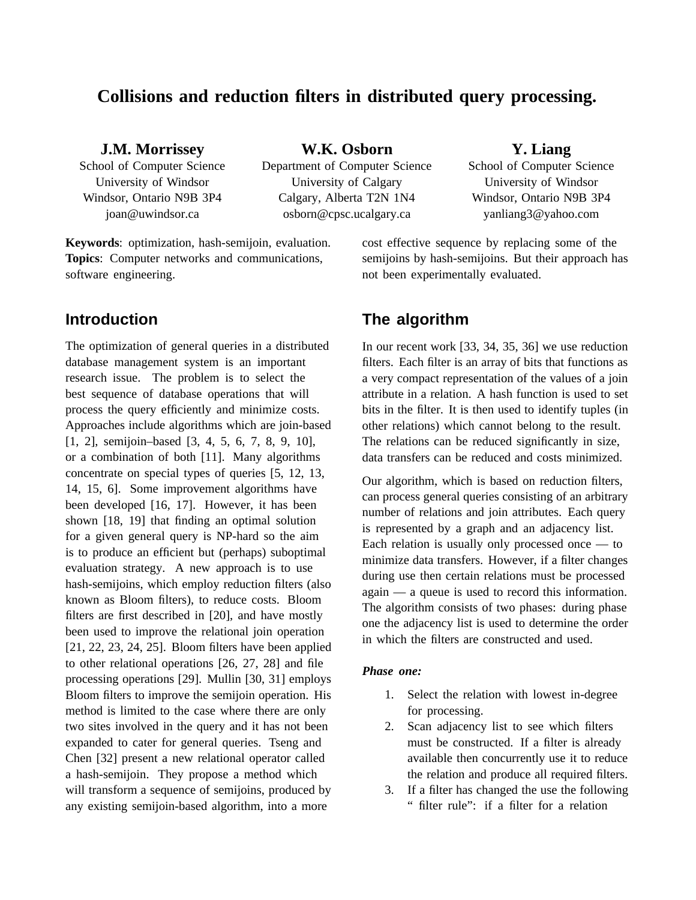# Collisions and reduction filters in distributed query processing.

**J.M. Morrissey**
School of Computer Science
University of Windsor
Windsor, Ontario N9B 3P4
joan@uwindsor.ca

**W.K. Osborn**
Department of Computer Science
University of Calgary
Calgary, Alberta T2N 1N4
osborn@cpsc.ucalgary.ca

**Y. Liang**
School of Computer Science
University of Windsor
Windsor, Ontario N9B 3P4
yanliang3@yahoo.com

**Keywords**: optimization, hash-semijoin, evaluation.
**Topics**: Computer networks and communications, software engineering.

## Introduction

The optimization of general queries in a distributed database management system is an important research issue. The problem is to select the best sequence of database operations that will process the query efficiently and minimize costs. Approaches include algorithms which are join-based [1, 2], semijoin–based [3, 4, 5, 6, 7, 8, 9, 10], or a combination of both [11]. Many algorithms concentrate on special types of queries [5, 12, 13, 14, 15, 6]. Some improvement algorithms have been developed [16, 17]. However, it has been shown [18, 19] that finding an optimal solution for a given general query is NP-hard so the aim is to produce an efficient but (perhaps) suboptimal evaluation strategy. A new approach is to use hash-semijoins, which employ reduction filters (also known as Bloom filters), to reduce costs. Bloom filters are first described in [20], and have mostly been used to improve the relational join operation [21, 22, 23, 24, 25]. Bloom filters have been applied to other relational operations [26, 27, 28] and file processing operations [29]. Mullin [30, 31] employs Bloom filters to improve the semijoin operation. His method is limited to the case where there are only two sites involved in the query and it has not been expanded to cater for general queries. Tseng and Chen [32] present a new relational operator called a hash-semijoin. They propose a method which will transform a sequence of semijoins, produced by any existing semijoin-based algorithm, into a more cost effective sequence by replacing some of the semijoins by hash-semijoins. But their approach has not been experimentally evaluated.

## The algorithm

In our recent work [33, 34, 35, 36] we use reduction filters. Each filter is an array of bits that functions as a very compact representation of the values of a join attribute in a relation. A hash function is used to set bits in the filter. It is then used to identify tuples (in other relations) which cannot belong to the result. The relations can be reduced significantly in size, data transfers can be reduced and costs minimized.

Our algorithm, which is based on reduction filters, can process general queries consisting of an arbitrary number of relations and join attributes. Each query is represented by a graph and an adjacency list. Each relation is usually only processed once — to minimize data transfers. However, if a filter changes during use then certain relations must be processed again — a queue is used to record this information. The algorithm consists of two phases: during phase one the adjacency list is used to determine the order in which the filters are constructed and used.

***Phase one:***

1. Select the relation with lowest in-degree for processing.
2. Scan adjacency list to see which filters must be constructed. If a filter is already available then concurrently use it to reduce the relation and produce all required filters.
3. If a filter has changed the use the following " filter rule": if a filter for a relation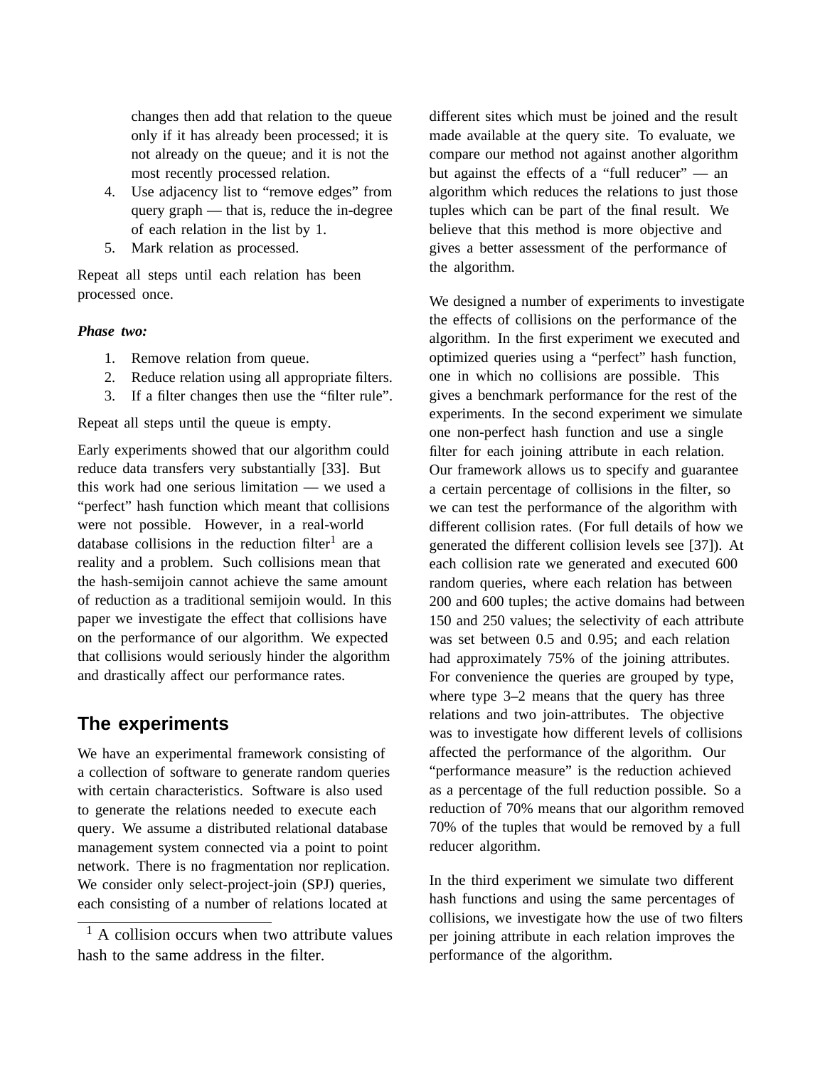changes then add that relation to the queue only if it has already been processed; it is not already on the queue; and it is not the most recently processed relation.

4. Use adjacency list to "remove edges" from query graph — that is, reduce the in-degree of each relation in the list by 1.
5. Mark relation as processed.

Repeat all steps until each relation has been processed once.

***Phase two:***

1. Remove relation from queue.
2. Reduce relation using all appropriate filters.
3. If a filter changes then use the "filter rule".

Repeat all steps until the queue is empty.

Early experiments showed that our algorithm could reduce data transfers very substantially [33]. But this work had one serious limitation — we used a "perfect" hash function which meant that collisions were not possible. However, in a real-world database collisions in the reduction filter[1] are a reality and a problem. Such collisions mean that the hash-semijoin cannot achieve the same amount of reduction as a traditional semijoin would. In this paper we investigate the effect that collisions have on the performance of our algorithm. We expected that collisions would seriously hinder the algorithm and drastically affect our performance rates.

## The experiments

We have an experimental framework consisting of a collection of software to generate random queries with certain characteristics. Software is also used to generate the relations needed to execute each query. We assume a distributed relational database management system connected via a point to point network. There is no fragmentation nor replication. We consider only select-project-join (SPJ) queries, each consisting of a number of relations located at different sites which must be joined and the result made available at the query site. To evaluate, we compare our method not against another algorithm but against the effects of a "full reducer" — an algorithm which reduces the relations to just those tuples which can be part of the final result. We believe that this method is more objective and gives a better assessment of the performance of the algorithm.

We designed a number of experiments to investigate the effects of collisions on the performance of the algorithm. In the first experiment we executed and optimized queries using a "perfect" hash function, one in which no collisions are possible. This gives a benchmark performance for the rest of the experiments. In the second experiment we simulate one non-perfect hash function and use a single filter for each joining attribute in each relation. Our framework allows us to specify and guarantee a certain percentage of collisions in the filter, so we can test the performance of the algorithm with different collision rates. (For full details of how we generated the different collision levels see [37]). At each collision rate we generated and executed 600 random queries, where each relation has between 200 and 600 tuples; the active domains had between 150 and 250 values; the selectivity of each attribute was set between 0.5 and 0.95; and each relation had approximately 75% of the joining attributes. For convenience the queries are grouped by type, where type 3–2 means that the query has three relations and two join-attributes. The objective was to investigate how different levels of collisions affected the performance of the algorithm. Our "performance measure" is the reduction achieved as a percentage of the full reduction possible. So a reduction of 70% means that our algorithm removed 70% of the tuples that would be removed by a full reducer algorithm.

In the third experiment we simulate two different hash functions and using the same percentages of collisions, we investigate how the use of two filters per joining attribute in each relation improves the performance of the algorithm.

[1] A collision occurs when two attribute values hash to the same address in the filter.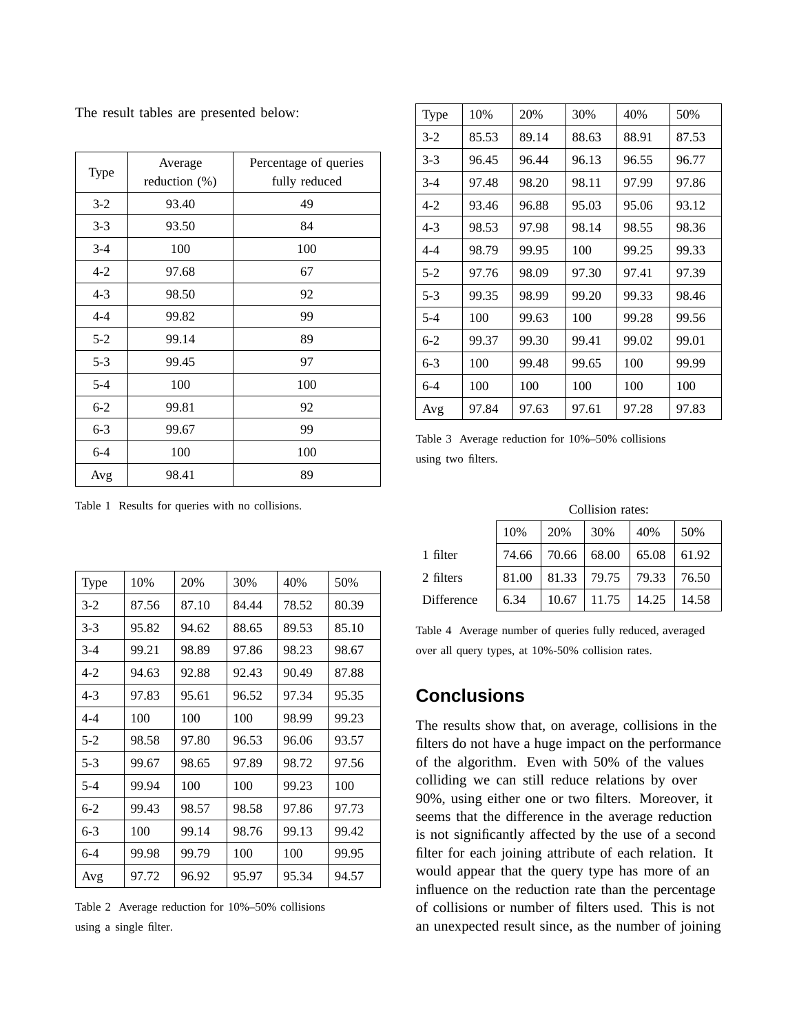The result tables are presented below:

| Type | Average reduction (%) | Percentage of queries fully reduced |
|---|---|---|
| 3-2 | 93.40 | 49 |
| 3-3 | 93.50 | 84 |
| 3-4 | 100 | 100 |
| 4-2 | 97.68 | 67 |
| 4-3 | 98.50 | 92 |
| 4-4 | 99.82 | 99 |
| 5-2 | 99.14 | 89 |
| 5-3 | 99.45 | 97 |
| 5-4 | 100 | 100 |
| 6-2 | 99.81 | 92 |
| 6-3 | 99.67 | 99 |
| 6-4 | 100 | 100 |
| Avg | 98.41 | 89 |

Table 1 Results for queries with no collisions.

| Type | 10% | 20% | 30% | 40% | 50% |
|---|---|---|---|---|---|
| 3-2 | 87.56 | 87.10 | 84.44 | 78.52 | 80.39 |
| 3-3 | 95.82 | 94.62 | 88.65 | 89.53 | 85.10 |
| 3-4 | 99.21 | 98.89 | 97.86 | 98.23 | 98.67 |
| 4-2 | 94.63 | 92.88 | 92.43 | 90.49 | 87.88 |
| 4-3 | 97.83 | 95.61 | 96.52 | 97.34 | 95.35 |
| 4-4 | 100 | 100 | 100 | 98.99 | 99.23 |
| 5-2 | 98.58 | 97.80 | 96.53 | 96.06 | 93.57 |
| 5-3 | 99.67 | 98.65 | 97.89 | 98.72 | 97.56 |
| 5-4 | 99.94 | 100 | 100 | 99.23 | 100 |
| 6-2 | 99.43 | 98.57 | 98.58 | 97.86 | 97.73 |
| 6-3 | 100 | 99.14 | 98.76 | 99.13 | 99.42 |
| 6-4 | 99.98 | 99.79 | 100 | 100 | 99.95 |
| Avg | 97.72 | 96.92 | 95.97 | 95.34 | 94.57 |

Table 2 Average reduction for 10%–50% collisions using a single filter.

| Type | 10% | 20% | 30% | 40% | 50% |
|---|---|---|---|---|---|
| 3-2 | 85.53 | 89.14 | 88.63 | 88.91 | 87.53 |
| 3-3 | 96.45 | 96.44 | 96.13 | 96.55 | 96.77 |
| 3-4 | 97.48 | 98.20 | 98.11 | 97.99 | 97.86 |
| 4-2 | 93.46 | 96.88 | 95.03 | 95.06 | 93.12 |
| 4-3 | 98.53 | 97.98 | 98.14 | 98.55 | 98.36 |
| 4-4 | 98.79 | 99.95 | 100 | 99.25 | 99.33 |
| 5-2 | 97.76 | 98.09 | 97.30 | 97.41 | 97.39 |
| 5-3 | 99.35 | 98.99 | 99.20 | 99.33 | 98.46 |
| 5-4 | 100 | 99.63 | 100 | 99.28 | 99.56 |
| 6-2 | 99.37 | 99.30 | 99.41 | 99.02 | 99.01 |
| 6-3 | 100 | 99.48 | 99.65 | 100 | 99.99 |
| 6-4 | 100 | 100 | 100 | 100 | 100 |
| Avg | 97.84 | 97.63 | 97.61 | 97.28 | 97.83 |

Table 3 Average reduction for 10%–50% collisions using two filters.

| | Collision rates: | | | | |
|---|---|---|---|---|---|
| | 10% | 20% | 30% | 40% | 50% |
| 1 filter | 74.66 | 70.66 | 68.00 | 65.08 | 61.92 |
| 2 filters | 81.00 | 81.33 | 79.75 | 79.33 | 76.50 |
| Difference | 6.34 | 10.67 | 11.75 | 14.25 | 14.58 |

Table 4 Average number of queries fully reduced, averaged over all query types, at 10%-50% collision rates.

## Conclusions

The results show that, on average, collisions in the filters do not have a huge impact on the performance of the algorithm. Even with 50% of the values colliding we can still reduce relations by over 90%, using either one or two filters. Moreover, it seems that the difference in the average reduction is not significantly affected by the use of a second filter for each joining attribute of each relation. It would appear that the query type has more of an influence on the reduction rate than the percentage of collisions or number of filters used. This is not an unexpected result since, as the number of joining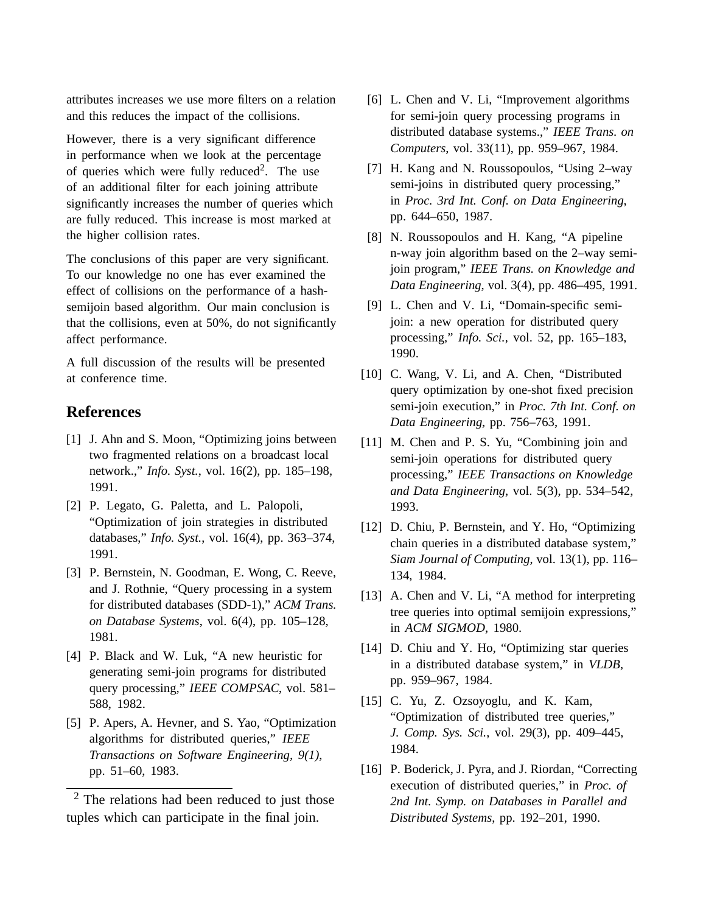attributes increases we use more filters on a relation and this reduces the impact of the collisions.

However, there is a very significant difference in performance when we look at the percentage of queries which were fully reduced[2]. The use of an additional filter for each joining attribute significantly increases the number of queries which are fully reduced. This increase is most marked at the higher collision rates.

The conclusions of this paper are very significant. To our knowledge no one has ever examined the effect of collisions on the performance of a hash-semijoin based algorithm. Our main conclusion is that the collisions, even at 50%, do not significantly affect performance.

A full discussion of the results will be presented at conference time.

[2] The relations had been reduced to just those tuples which can participate in the final join.

## References

[1] J. Ahn and S. Moon, "Optimizing joins between two fragmented relations on a broadcast local network.," *Info. Syst.*, vol. 16(2), pp. 185–198, 1991.

[2] P. Legato, G. Paletta, and L. Palopoli, "Optimization of join strategies in distributed databases," *Info. Syst.*, vol. 16(4), pp. 363–374, 1991.

[3] P. Bernstein, N. Goodman, E. Wong, C. Reeve, and J. Rothnie, "Query processing in a system for distributed databases (SDD-1)," *ACM Trans. on Database Systems*, vol. 6(4), pp. 105–128, 1981.

[4] P. Black and W. Luk, "A new heuristic for generating semi-join programs for distributed query processing," *IEEE COMPSAC*, vol. 581–588, 1982.

[5] P. Apers, A. Hevner, and S. Yao, "Optimization algorithms for distributed queries," *IEEE Transactions on Software Engineering, 9(1)*, pp. 51–60, 1983.

[6] L. Chen and V. Li, "Improvement algorithms for semi-join query processing programs in distributed database systems.," *IEEE Trans. on Computers*, vol. 33(11), pp. 959–967, 1984.

[7] H. Kang and N. Roussopoulos, "Using 2–way semi-joins in distributed query processing," in *Proc. 3rd Int. Conf. on Data Engineering*, pp. 644–650, 1987.

[8] N. Roussopoulos and H. Kang, "A pipeline n-way join algorithm based on the 2–way semi-join program," *IEEE Trans. on Knowledge and Data Engineering*, vol. 3(4), pp. 486–495, 1991.

[9] L. Chen and V. Li, "Domain-specific semi-join: a new operation for distributed query processing," *Info. Sci.*, vol. 52, pp. 165–183, 1990.

[10] C. Wang, V. Li, and A. Chen, "Distributed query optimization by one-shot fixed precision semi-join execution," in *Proc. 7th Int. Conf. on Data Engineering*, pp. 756–763, 1991.

[11] M. Chen and P. S. Yu, "Combining join and semi-join operations for distributed query processing," *IEEE Transactions on Knowledge and Data Engineering*, vol. 5(3), pp. 534–542, 1993.

[12] D. Chiu, P. Bernstein, and Y. Ho, "Optimizing chain queries in a distributed database system," *Siam Journal of Computing*, vol. 13(1), pp. 116–134, 1984.

[13] A. Chen and V. Li, "A method for interpreting tree queries into optimal semijoin expressions," in *ACM SIGMOD*, 1980.

[14] D. Chiu and Y. Ho, "Optimizing star queries in a distributed database system," in *VLDB*, pp. 959–967, 1984.

[15] C. Yu, Z. Ozsoyoglu, and K. Kam, "Optimization of distributed tree queries," *J. Comp. Sys. Sci.*, vol. 29(3), pp. 409–445, 1984.

[16] P. Boderick, J. Pyra, and J. Riordan, "Correcting execution of distributed queries," in *Proc. of 2nd Int. Symp. on Databases in Parallel and Distributed Systems*, pp. 192–201, 1990.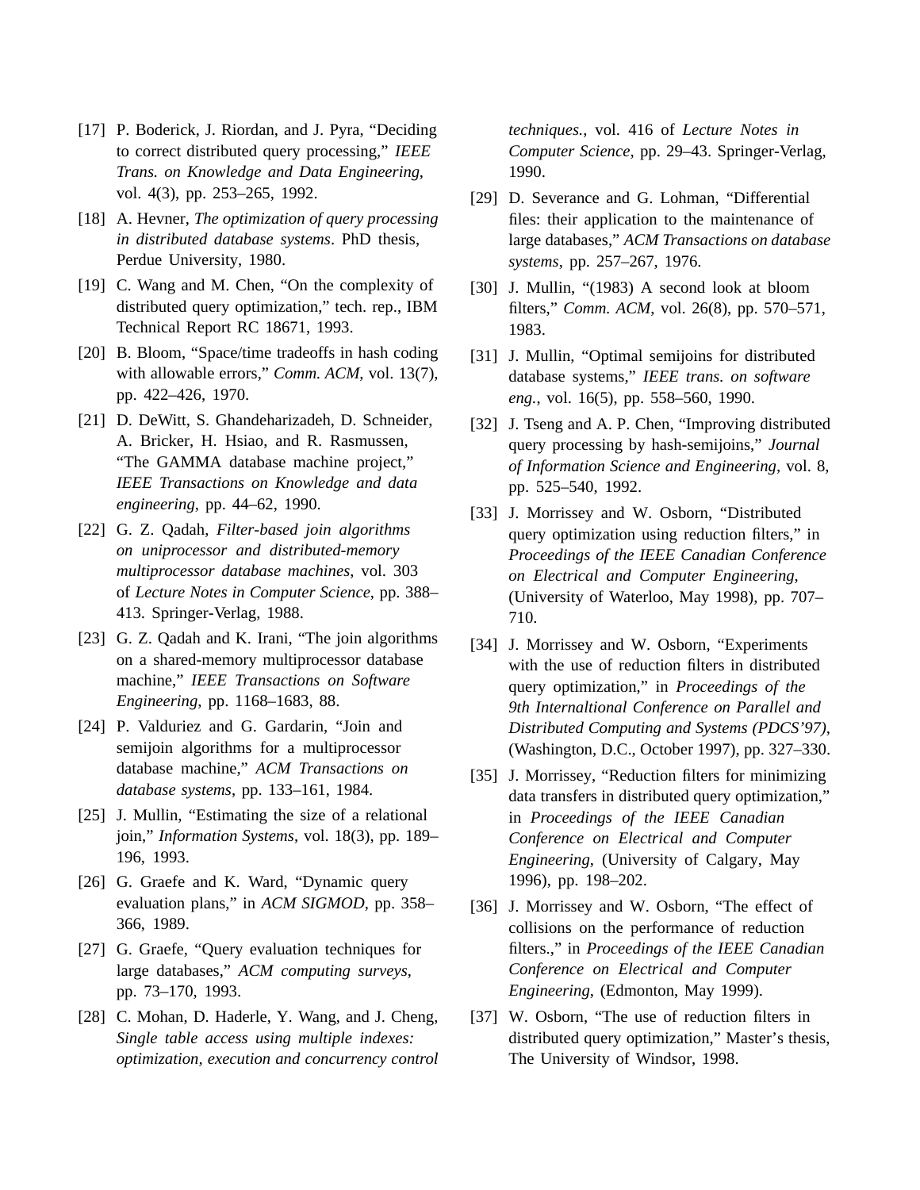[17] P. Boderick, J. Riordan, and J. Pyra, "Deciding to correct distributed query processing," *IEEE Trans. on Knowledge and Data Engineering*, vol. 4(3), pp. 253–265, 1992.

[18] A. Hevner, *The optimization of query processing in distributed database systems*. PhD thesis, Perdue University, 1980.

[19] C. Wang and M. Chen, "On the complexity of distributed query optimization," tech. rep., IBM Technical Report RC 18671, 1993.

[20] B. Bloom, "Space/time tradeoffs in hash coding with allowable errors," *Comm. ACM*, vol. 13(7), pp. 422–426, 1970.

[21] D. DeWitt, S. Ghandeharizadeh, D. Schneider, A. Bricker, H. Hsiao, and R. Rasmussen, "The GAMMA database machine project," *IEEE Transactions on Knowledge and data engineering*, pp. 44–62, 1990.

[22] G. Z. Qadah, *Filter-based join algorithms on uniprocessor and distributed-memory multiprocessor database machines*, vol. 303 of *Lecture Notes in Computer Science*, pp. 388–413. Springer-Verlag, 1988.

[23] G. Z. Qadah and K. Irani, "The join algorithms on a shared-memory multiprocessor database machine," *IEEE Transactions on Software Engineering*, pp. 1168–1683, 88.

[24] P. Valduriez and G. Gardarin, "Join and semijoin algorithms for a multiprocessor database machine," *ACM Transactions on database systems*, pp. 133–161, 1984.

[25] J. Mullin, "Estimating the size of a relational join," *Information Systems*, vol. 18(3), pp. 189–196, 1993.

[26] G. Graefe and K. Ward, "Dynamic query evaluation plans," in *ACM SIGMOD*, pp. 358–366, 1989.

[27] G. Graefe, "Query evaluation techniques for large databases," *ACM computing surveys*, pp. 73–170, 1993.

[28] C. Mohan, D. Haderle, Y. Wang, and J. Cheng, *Single table access using multiple indexes: optimization, execution and concurrency control techniques.*, vol. 416 of *Lecture Notes in Computer Science*, pp. 29–43. Springer-Verlag, 1990.

[29] D. Severance and G. Lohman, "Differential files: their application to the maintenance of large databases," *ACM Transactions on database systems*, pp. 257–267, 1976.

[30] J. Mullin, "(1983) A second look at bloom filters," *Comm. ACM*, vol. 26(8), pp. 570–571, 1983.

[31] J. Mullin, "Optimal semijoins for distributed database systems," *IEEE trans. on software eng.*, vol. 16(5), pp. 558–560, 1990.

[32] J. Tseng and A. P. Chen, "Improving distributed query processing by hash-semijoins," *Journal of Information Science and Engineering*, vol. 8, pp. 525–540, 1992.

[33] J. Morrissey and W. Osborn, "Distributed query optimization using reduction filters," in *Proceedings of the IEEE Canadian Conference on Electrical and Computer Engineering*, (University of Waterloo, May 1998), pp. 707–710.

[34] J. Morrissey and W. Osborn, "Experiments with the use of reduction filters in distributed query optimization," in *Proceedings of the 9th Internaltional Conference on Parallel and Distributed Computing and Systems (PDCS'97)*, (Washington, D.C., October 1997), pp. 327–330.

[35] J. Morrissey, "Reduction filters for minimizing data transfers in distributed query optimization," in *Proceedings of the IEEE Canadian Conference on Electrical and Computer Engineering*, (University of Calgary, May 1996), pp. 198–202.

[36] J. Morrissey and W. Osborn, "The effect of collisions on the performance of reduction filters.," in *Proceedings of the IEEE Canadian Conference on Electrical and Computer Engineering*, (Edmonton, May 1999).

[37] W. Osborn, "The use of reduction filters in distributed query optimization," Master's thesis, The University of Windsor, 1998.